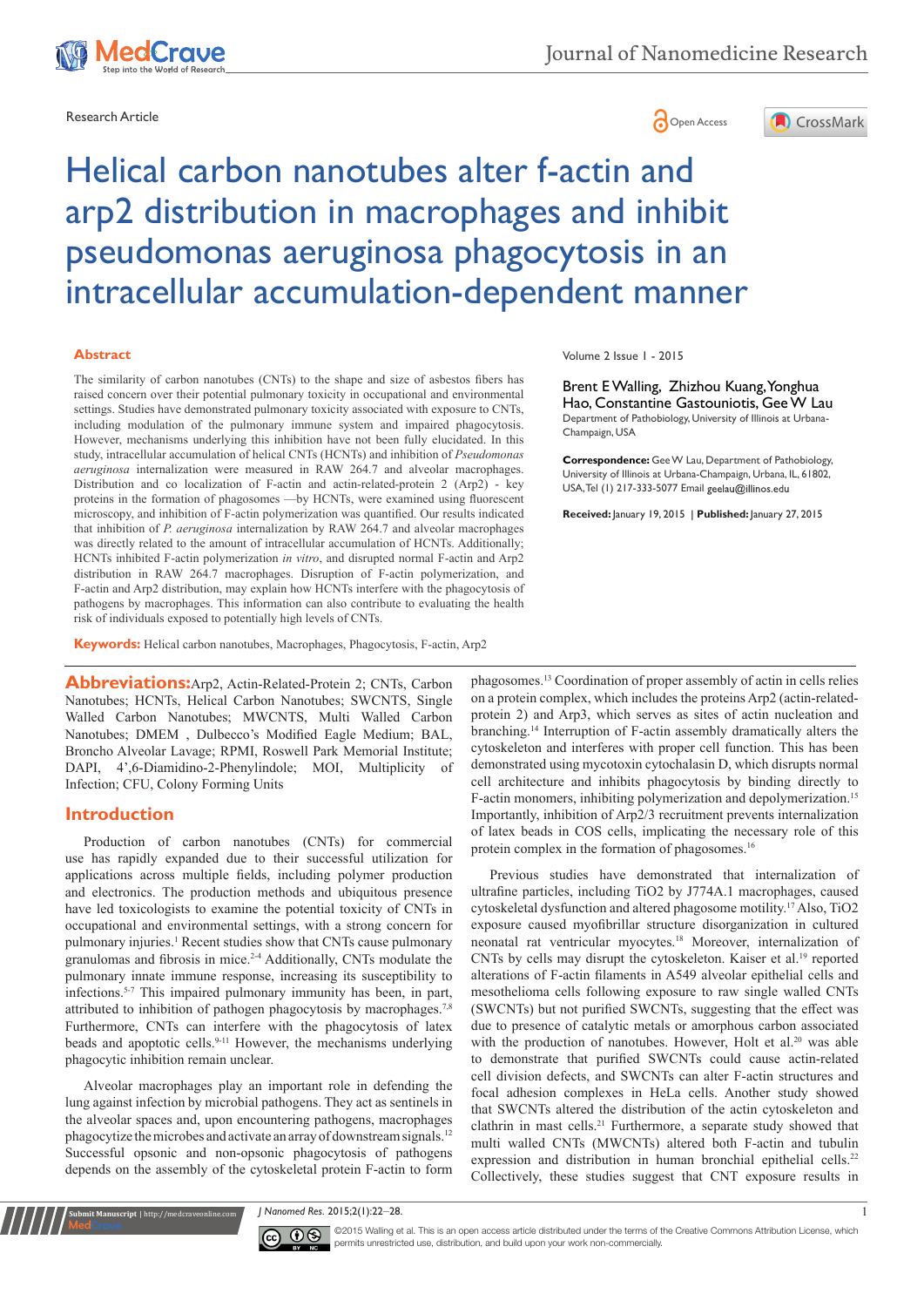Research Article

Open Access

# Helical carbon nanotubes alter f-actin and arp2 distribution in macrophages and inhibit pseudomonas aeruginosa phagocytosis in an intracellular accumulation-dependent manner

Volume 2 Issue 1 - 2015

Brent E Walling, Zhizhou Kuang, Yonghua Hao, Constantine Gastouniotis, Gee W Lau

Department of Pathobiology, University of Illinois at Urbana-Champaign, USA

**Correspondence:** Gee W Lau, Department of Pathobiology, University of Illinois at Urbana-Champaign, Urbana, IL, 61802, USA, Tel (1) 217-333-5077 Email geelau@illinos.edu

**Received:** January 19, 2015 | **Published:** January 27, 2015

## Abstract

The similarity of carbon nanotubes (CNTs) to the shape and size of asbestos fibers has raised concern over their potential pulmonary toxicity in occupational and environmental settings. Studies have demonstrated pulmonary toxicity associated with exposure to CNTs, including modulation of the pulmonary immune system and impaired phagocytosis. However, mechanisms underlying this inhibition have not been fully elucidated. In this study, intracellular accumulation of helical CNTs (HCNTs) and inhibition of *Pseudomonas aeruginosa* internalization were measured in RAW 264.7 and alveolar macrophages. Distribution and co localization of F-actin and actin-related-protein 2 (Arp2) - key proteins in the formation of phagosomes —by HCNTs, were examined using fluorescent microscopy, and inhibition of F-actin polymerization was quantified. Our results indicated that inhibition of *P. aeruginosa* internalization by RAW 264.7 and alveolar macrophages was directly related to the amount of intracellular accumulation of HCNTs. Additionally; HCNTs inhibited F-actin polymerization *in vitro*, and disrupted normal F-actin and Arp2 distribution in RAW 264.7 macrophages. Disruption of F-actin polymerization, and F-actin and Arp2 distribution, may explain how HCNTs interfere with the phagocytosis of pathogens by macrophages. This information can also contribute to evaluating the health risk of individuals exposed to potentially high levels of CNTs.

**Keywords:** Helical carbon nanotubes, Macrophages, Phagocytosis, F-actin, Arp2

**Abbreviations:** Arp2, Actin-Related-Protein 2; CNTs, Carbon Nanotubes; HCNTs, Helical Carbon Nanotubes; SWCNTS, Single Walled Carbon Nanotubes; MWCNTS, Multi Walled Carbon Nanotubes; DMEM , Dulbecco's Modified Eagle Medium; BAL, Broncho Alveolar Lavage; RPMI, Roswell Park Memorial Institute; DAPI, 4',6-Diamidino-2-Phenylindole; MOI, Multiplicity of Infection; CFU, Colony Forming Units

## Introduction

Production of carbon nanotubes (CNTs) for commercial use has rapidly expanded due to their successful utilization for applications across multiple fields, including polymer production and electronics. The production methods and ubiquitous presence have led toxicologists to examine the potential toxicity of CNTs in occupational and environmental settings, with a strong concern for pulmonary injuries.[1] Recent studies show that CNTs cause pulmonary granulomas and fibrosis in mice.[2-4] Additionally, CNTs modulate the pulmonary innate immune response, increasing its susceptibility to infections.[5-7] This impaired pulmonary immunity has been, in part, attributed to inhibition of pathogen phagocytosis by macrophages.[7,8] Furthermore, CNTs can interfere with the phagocytosis of latex beads and apoptotic cells.[9-11] However, the mechanisms underlying phagocytic inhibition remain unclear.

Alveolar macrophages play an important role in defending the lung against infection by microbial pathogens. They act as sentinels in the alveolar spaces and, upon encountering pathogens, macrophages phagocytize the microbes and activate an array of downstream signals.[12] Successful opsonic and non-opsonic phagocytosis of pathogens depends on the assembly of the cytoskeletal protein F-actin to form phagosomes.[13] Coordination of proper assembly of actin in cells relies on a protein complex, which includes the proteins Arp2 (actin-related-protein 2) and Arp3, which serves as sites of actin nucleation and branching.[14] Interruption of F-actin assembly dramatically alters the cytoskeleton and interferes with proper cell function. This has been demonstrated using mycotoxin cytochalasin D, which disrupts normal cell architecture and inhibits phagocytosis by binding directly to F-actin monomers, inhibiting polymerization and depolymerization.[15] Importantly, inhibition of Arp2/3 recruitment prevents internalization of latex beads in COS cells, implicating the necessary role of this protein complex in the formation of phagosomes.[16]

Previous studies have demonstrated that internalization of ultrafine particles, including $TiO_2$ by J774A.1 macrophages, caused cytoskeletal dysfunction and altered phagosome motility.[17] Also, $TiO_2$ exposure caused myofibrillar structure disorganization in cultured neonatal rat ventricular myocytes.[18] Moreover, internalization of CNTs by cells may disrupt the cytoskeleton. Kaiser et al.[19] reported alterations of F-actin filaments in A549 alveolar epithelial cells and mesothelioma cells following exposure to raw single walled CNTs (SWCNTs) but not purified SWCNTs, suggesting that the effect was due to presence of catalytic metals or amorphous carbon associated with the production of nanotubes. However, Holt et al.[20] was able to demonstrate that purified SWCNTs could cause actin-related cell division defects, and SWCNTs can alter F-actin structures and focal adhesion complexes in HeLa cells. Another study showed that SWCNTs altered the distribution of the actin cytoskeleton and clathrin in mast cells.[21] Furthermore, a separate study showed that multi walled CNTs (MWCNTs) altered both F-actin and tubulin expression and distribution in human bronchial epithelial cells.[22] Collectively, these studies suggest that CNT exposure results in

©2015 Walling et al. This is an open access article distributed under the terms of the Creative Commons Attribution License, which permits unrestricted use, distribution, and build upon your work non-commercially.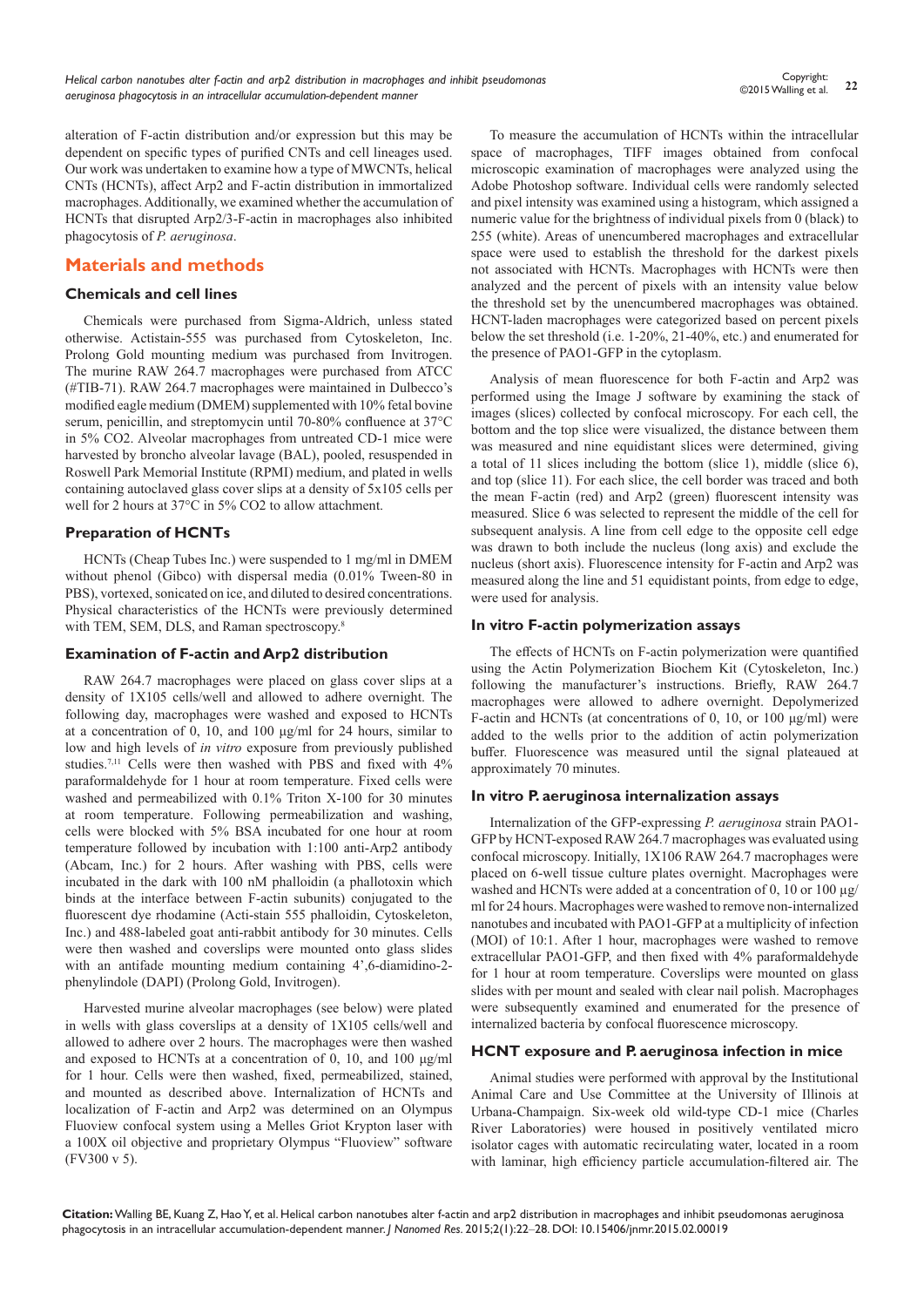alteration of F-actin distribution and/or expression but this may be dependent on specific types of purified CNTs and cell lineages used. Our work was undertaken to examine how a type of MWCNTs, helical CNTs (HCNTs), affect Arp2 and F-actin distribution in immortalized macrophages. Additionally, we examined whether the accumulation of HCNTs that disrupted Arp2/3-F-actin in macrophages also inhibited phagocytosis of *P. aeruginosa*.

## Materials and methods

### Chemicals and cell lines

Chemicals were purchased from Sigma-Aldrich, unless stated otherwise. Actistain-555 was purchased from Cytoskeleton, Inc. Prolong Gold mounting medium was purchased from Invitrogen. The murine RAW 264.7 macrophages were purchased from ATCC (#TIB-71). RAW 264.7 macrophages were maintained in Dulbecco's modified eagle medium (DMEM) supplemented with 10% fetal bovine serum, penicillin, and streptomycin until 70-80% confluence at 37°C in 5% CO2. Alveolar macrophages from untreated CD-1 mice were harvested by broncho alveolar lavage (BAL), pooled, resuspended in Roswell Park Memorial Institute (RPMI) medium, and plated in wells containing autoclaved glass cover slips at a density of 5x105 cells per well for 2 hours at 37°C in 5% CO2 to allow attachment.

### Preparation of HCNTs

HCNTs (Cheap Tubes Inc.) were suspended to 1 mg/ml in DMEM without phenol (Gibco) with dispersal media (0.01% Tween-80 in PBS), vortexed, sonicated on ice, and diluted to desired concentrations. Physical characteristics of the HCNTs were previously determined with TEM, SEM, DLS, and Raman spectroscopy.[8]

### Examination of F-actin and Arp2 distribution

RAW 264.7 macrophages were placed on glass cover slips at a density of 1X105 cells/well and allowed to adhere overnight. The following day, macrophages were washed and exposed to HCNTs at a concentration of 0, 10, and 100 µg/ml for 24 hours, similar to low and high levels of *in vitro* exposure from previously published studies.[7,11] Cells were then washed with PBS and fixed with 4% paraformaldehyde for 1 hour at room temperature. Fixed cells were washed and permeabilized with 0.1% Triton X-100 for 30 minutes at room temperature. Following permeabilization and washing, cells were blocked with 5% BSA incubated for one hour at room temperature followed by incubation with 1:100 anti-Arp2 antibody (Abcam, Inc.) for 2 hours. After washing with PBS, cells were incubated in the dark with 100 nM phalloidin (a phallotoxin which binds at the interface between F-actin subunits) conjugated to the fluorescent dye rhodamine (Acti-stain 555 phalloidin, Cytoskeleton, Inc.) and 488-labeled goat anti-rabbit antibody for 30 minutes. Cells were then washed and coverslips were mounted onto glass slides with an antifade mounting medium containing 4',6-diamidino-2-phenylindole (DAPI) (Prolong Gold, Invitrogen).

Harvested murine alveolar macrophages (see below) were plated in wells with glass coverslips at a density of 1X105 cells/well and allowed to adhere over 2 hours. The macrophages were then washed and exposed to HCNTs at a concentration of 0, 10, and 100 µg/ml for 1 hour. Cells were then washed, fixed, permeabilized, stained, and mounted as described above. Internalization of HCNTs and localization of F-actin and Arp2 was determined on an Olympus Fluoview confocal system using a Melles Griot Krypton laser with a 100X oil objective and proprietary Olympus "Fluoview" software (FV300 v 5).

To measure the accumulation of HCNTs within the intracellular space of macrophages, TIFF images obtained from confocal microscopic examination of macrophages were analyzed using the Adobe Photoshop software. Individual cells were randomly selected and pixel intensity was examined using a histogram, which assigned a numeric value for the brightness of individual pixels from 0 (black) to 255 (white). Areas of unencumbered macrophages and extracellular space were used to establish the threshold for the darkest pixels not associated with HCNTs. Macrophages with HCNTs were then analyzed and the percent of pixels with an intensity value below the threshold set by the unencumbered macrophages was obtained. HCNT-laden macrophages were categorized based on percent pixels below the set threshold (i.e. 1-20%, 21-40%, etc.) and enumerated for the presence of PAO1-GFP in the cytoplasm.

Analysis of mean fluorescence for both F-actin and Arp2 was performed using the Image J software by examining the stack of images (slices) collected by confocal microscopy. For each cell, the bottom and the top slice were visualized, the distance between them was measured and nine equidistant slices were determined, giving a total of 11 slices including the bottom (slice 1), middle (slice 6), and top (slice 11). For each slice, the cell border was traced and both the mean F-actin (red) and Arp2 (green) fluorescent intensity was measured. Slice 6 was selected to represent the middle of the cell for subsequent analysis. A line from cell edge to the opposite cell edge was drawn to both include the nucleus (long axis) and exclude the nucleus (short axis). Fluorescence intensity for F-actin and Arp2 was measured along the line and 51 equidistant points, from edge to edge, were used for analysis.

### In vitro F-actin polymerization assays

The effects of HCNTs on F-actin polymerization were quantified using the Actin Polymerization Biochem Kit (Cytoskeleton, Inc.) following the manufacturer's instructions. Briefly, RAW 264.7 macrophages were allowed to adhere overnight. Depolymerized F-actin and HCNTs (at concentrations of 0, 10, or 100 µg/ml) were added to the wells prior to the addition of actin polymerization buffer. Fluorescence was measured until the signal plateaued at approximately 70 minutes.

### In vitro P. aeruginosa internalization assays

Internalization of the GFP-expressing *P. aeruginosa* strain PAO1-GFP by HCNT-exposed RAW 264.7 macrophages was evaluated using confocal microscopy. Initially, 1X106 RAW 264.7 macrophages were placed on 6-well tissue culture plates overnight. Macrophages were washed and HCNTs were added at a concentration of 0, 10 or 100 µg/ml for 24 hours. Macrophages were washed to remove non-internalized nanotubes and incubated with PAO1-GFP at a multiplicity of infection (MOI) of 10:1. After 1 hour, macrophages were washed to remove extracellular PAO1-GFP, and then fixed with 4% paraformaldehyde for 1 hour at room temperature. Coverslips were mounted on glass slides with per mount and sealed with clear nail polish. Macrophages were subsequently examined and enumerated for the presence of internalized bacteria by confocal fluorescence microscopy.

### HCNT exposure and P. aeruginosa infection in mice

Animal studies were performed with approval by the Institutional Animal Care and Use Committee at the University of Illinois at Urbana-Champaign. Six-week old wild-type CD-1 mice (Charles River Laboratories) were housed in positively ventilated micro isolator cages with automatic recirculating water, located in a room with laminar, high efficiency particle accumulation-filtered air. The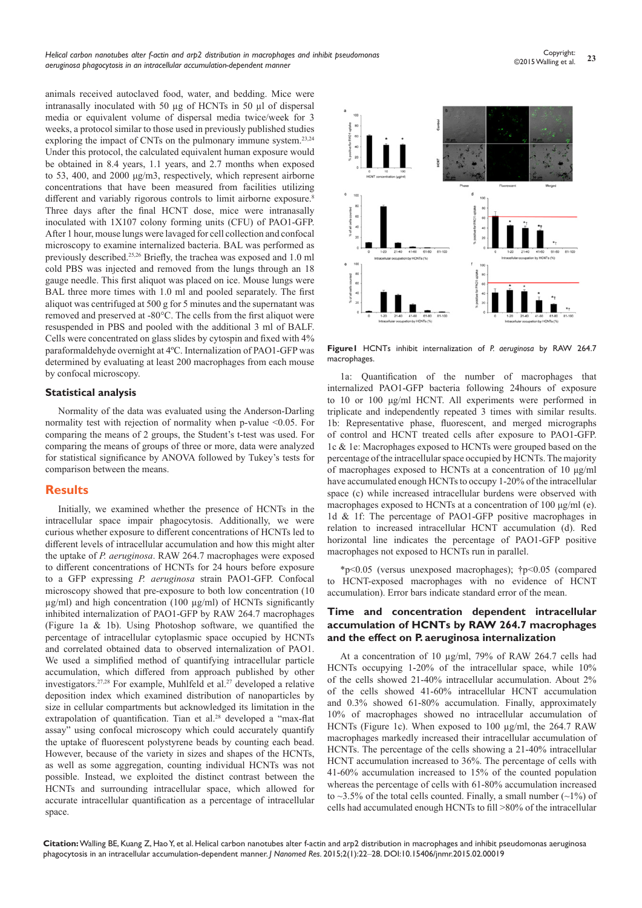animals received autoclaved food, water, and bedding. Mice were intranasally inoculated with 50 µg of HCNTs in 50 µl of dispersal media or equivalent volume of dispersal media twice/week for 3 weeks, a protocol similar to those used in previously published studies exploring the impact of CNTs on the pulmonary immune system.[23,24] Under this protocol, the calculated equivalent human exposure would be obtained in 8.4 years, 1.1 years, and 2.7 months when exposed to 53, 400, and 2000 µg/m3, respectively, which represent airborne concentrations that have been measured from facilities utilizing different and variably rigorous controls to limit airborne exposure.[8] Three days after the final HCNT dose, mice were intranasally inoculated with 1X107 colony forming units (CFU) of PAO1-GFP. After 1 hour, mouse lungs were lavaged for cell collection and confocal microscopy to examine internalized bacteria. BAL was performed as previously described.[25,26] Briefly, the trachea was exposed and 1.0 ml cold PBS was injected and removed from the lungs through an 18 gauge needle. This first aliquot was placed on ice. Mouse lungs were BAL three more times with 1.0 ml and pooled separately. The first aliquot was centrifuged at 500 g for 5 minutes and the supernatant was removed and preserved at -80°C. The cells from the first aliquot were resuspended in PBS and pooled with the additional 3 ml of BALF. Cells were concentrated on glass slides by cytospin and fixed with 4% paraformaldehyde overnight at 4ºC. Internalization of PAO1-GFP was determined by evaluating at least 200 macrophages from each mouse by confocal microscopy.

### Statistical analysis

Normality of the data was evaluated using the Anderson-Darling normality test with rejection of normality when p-value <0.05. For comparing the means of 2 groups, the Student's t-test was used. For comparing the means of groups of three or more, data were analyzed for statistical significance by ANOVA followed by Tukey's tests for comparison between the means.

## Results

Initially, we examined whether the presence of HCNTs in the intracellular space impair phagocytosis. Additionally, we were curious whether exposure to different concentrations of HCNTs led to different levels of intracellular accumulation and how this might alter the uptake of *P. aeruginosa*. RAW 264.7 macrophages were exposed to different concentrations of HCNTs for 24 hours before exposure to a GFP expressing *P. aeruginosa* strain PAO1-GFP. Confocal microscopy showed that pre-exposure to both low concentration (10 µg/ml) and high concentration (100 µg/ml) of HCNTs significantly inhibited internalization of PAO1-GFP by RAW 264.7 macrophages (Figure 1a & 1b). Using Photoshop software, we quantified the percentage of intracellular cytoplasmic space occupied by HCNTs and correlated obtained data to observed internalization of PAO1. We used a simplified method of quantifying intracellular particle accumulation, which differed from approach published by other investigators.[27,28] For example, Muhlfeld et al.[27] developed a relative deposition index which examined distribution of nanoparticles by size in cellular compartments but acknowledged its limitation in the extrapolation of quantification. Tian et al.[28] developed a "max-flat assay" using confocal microscopy which could accurately quantify the uptake of fluorescent polystyrene beads by counting each bead. However, because of the variety in sizes and shapes of the HCNTs, as well as some aggregation, counting individual HCNTs was not possible. Instead, we exploited the distinct contrast between the HCNTs and surrounding intracellular space, which allowed for accurate intracellular quantification as a percentage of intracellular space.

**Figure1** HCNTs inhibit internalization of *P. aeruginosa* by RAW 264.7 macrophages.

1a: Quantification of the number of macrophages that internalized PAO1-GFP bacteria following 24hours of exposure to 10 or 100 µg/ml HCNT. All experiments were performed in triplicate and independently repeated 3 times with similar results. 1b: Representative phase, fluorescent, and merged micrographs of control and HCNT treated cells after exposure to PAO1-GFP. 1c & 1e: Macrophages exposed to HCNTs were grouped based on the percentage of the intracellular space occupied by HCNTs. The majority of macrophages exposed to HCNTs at a concentration of 10 µg/ml have accumulated enough HCNTs to occupy 1-20% of the intracellular space (c) while increased intracellular burdens were observed with macrophages exposed to HCNTs at a concentration of 100 µg/ml (e). 1d & 1f: The percentage of PAO1-GFP positive macrophages in relation to increased intracellular HCNT accumulation (d). Red horizontal line indicates the percentage of PAO1-GFP positive macrophages not exposed to HCNTs run in parallel.

*p<0.05 (versus unexposed macrophages); †p<0.05 (compared to HCNT-exposed macrophages with no evidence of HCNT accumulation). Error bars indicate standard error of the mean.

### Time and concentration dependent intracellular accumulation of HCNTs by RAW 264.7 macrophages and the effect on P. aeruginosa internalization

At a concentration of 10 µg/ml, 79% of RAW 264.7 cells had HCNTs occupying 1-20% of the intracellular space, while 10% of the cells showed 21-40% intracellular accumulation. About 2% of the cells showed 41-60% intracellular HCNT accumulation and 0.3% showed 61-80% accumulation. Finally, approximately 10% of macrophages showed no intracellular accumulation of HCNTs (Figure 1c). When exposed to 100 µg/ml, the 264.7 RAW macrophages markedly increased their intracellular accumulation of HCNTs. The percentage of the cells showing a 21-40% intracellular HCNT accumulation increased to 36%. The percentage of cells with 41-60% accumulation increased to 15% of the counted population whereas the percentage of cells with 61-80% accumulation increased to ~3.5% of the total cells counted. Finally, a small number (~1%) of cells had accumulated enough HCNTs to fill >80% of the intracellular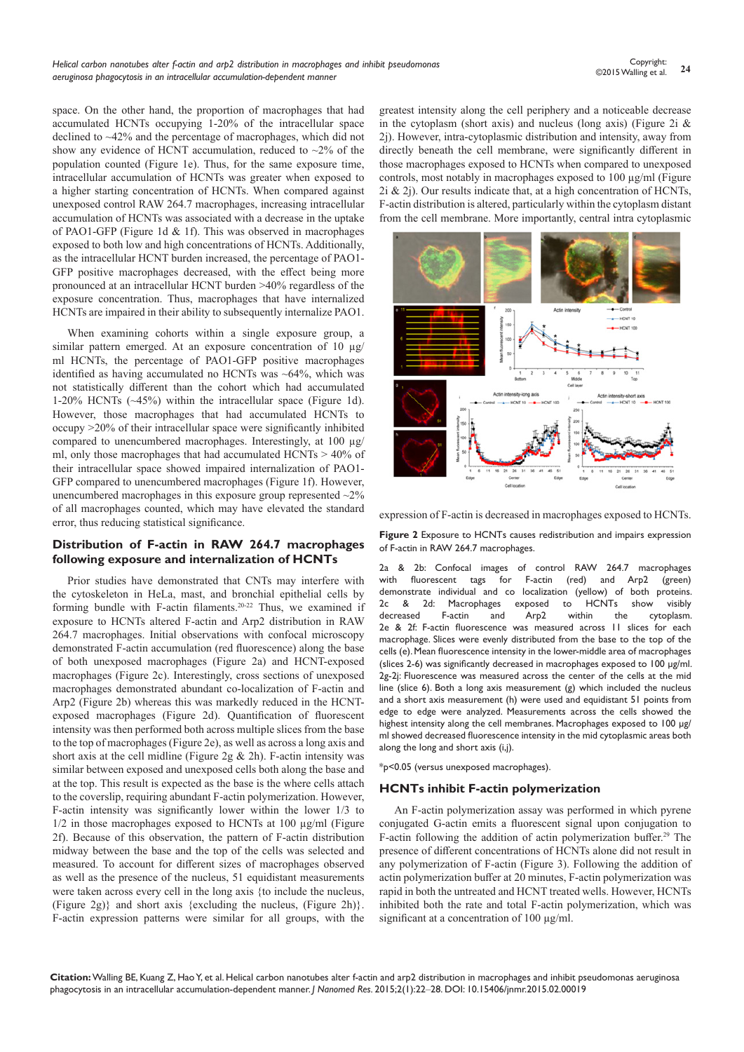space. On the other hand, the proportion of macrophages that had accumulated HCNTs occupying 1-20% of the intracellular space declined to ~42% and the percentage of macrophages, which did not show any evidence of HCNT accumulation, reduced to ~2% of the population counted (Figure 1e). Thus, for the same exposure time, intracellular accumulation of HCNTs was greater when exposed to a higher starting concentration of HCNTs. When compared against unexposed control RAW 264.7 macrophages, increasing intracellular accumulation of HCNTs was associated with a decrease in the uptake of PAO1-GFP (Figure 1d & 1f). This was observed in macrophages exposed to both low and high concentrations of HCNTs. Additionally, as the intracellular HCNT burden increased, the percentage of PAO1-GFP positive macrophages decreased, with the effect being more pronounced at an intracellular HCNT burden >40% regardless of the exposure concentration. Thus, macrophages that have internalized HCNTs are impaired in their ability to subsequently internalize PAO1.

When examining cohorts within a single exposure group, a similar pattern emerged. At an exposure concentration of 10 µg/ml HCNTs, the percentage of PAO1-GFP positive macrophages identified as having accumulated no HCNTs was ~64%, which was not statistically different than the cohort which had accumulated 1-20% HCNTs (~45%) within the intracellular space (Figure 1d). However, those macrophages that had accumulated HCNTs to occupy >20% of their intracellular space were significantly inhibited compared to unencumbered macrophages. Interestingly, at 100 µg/ml, only those macrophages that had accumulated HCNTs > 40% of their intracellular space showed impaired internalization of PAO1-GFP compared to unencumbered macrophages (Figure 1f). However, unencumbered macrophages in this exposure group represented ~2% of all macrophages counted, which may have elevated the standard error, thus reducing statistical significance.

## Distribution of F-actin in RAW 264.7 macrophages following exposure and internalization of HCNTs

Prior studies have demonstrated that CNTs may interfere with the cytoskeleton in HeLa, mast, and bronchial epithelial cells by forming bundle with F-actin filaments.[20-22] Thus, we examined if exposure to HCNTs altered F-actin and Arp2 distribution in RAW 264.7 macrophages. Initial observations with confocal microscopy demonstrated F-actin accumulation (red fluorescence) along the base of both unexposed macrophages (Figure 2a) and HCNT-exposed macrophages (Figure 2c). Interestingly, cross sections of unexposed macrophages demonstrated abundant co-localization of F-actin and Arp2 (Figure 2b) whereas this was markedly reduced in the HCNT-exposed macrophages (Figure 2d). Quantification of fluorescent intensity was then performed both across multiple slices from the base to the top of macrophages (Figure 2e), as well as across a long axis and short axis at the cell midline (Figure 2g & 2h). F-actin intensity was similar between exposed and unexposed cells both along the base and at the top. This result is expected as the base is the where cells attach to the coverslip, requiring abundant F-actin polymerization. However, F-actin intensity was significantly lower within the lower 1/3 to 1/2 in those macrophages exposed to HCNTs at 100 µg/ml (Figure 2f). Because of this observation, the pattern of F-actin distribution midway between the base and the top of the cells was selected and measured. To account for different sizes of macrophages observed as well as the presence of the nucleus, 51 equidistant measurements were taken across every cell in the long axis {to include the nucleus, (Figure 2g)} and short axis {excluding the nucleus, (Figure 2h)}. F-actin expression patterns were similar for all groups, with the greatest intensity along the cell periphery and a noticeable decrease in the cytoplasm (short axis) and nucleus (long axis) (Figure 2i & 2j). However, intra-cytoplasmic distribution and intensity, away from directly beneath the cell membrane, were significantly different in those macrophages exposed to HCNTs when compared to unexposed controls, most notably in macrophages exposed to 100 µg/ml (Figure 2i & 2j). Our results indicate that, at a high concentration of HCNTs, F-actin distribution is altered, particularly within the cytoplasm distant from the cell membrane. More importantly, central intra cytoplasmic expression of F-actin is decreased in macrophages exposed to HCNTs.

**Figure 2** Exposure to HCNTs causes redistribution and impairs expression of F-actin in RAW 264.7 macrophages.

2a & 2b: Confocal images of control RAW 264.7 macrophages with fluorescent tags for F-actin (red) and Arp2 (green) demonstrate individual and co localization (yellow) of both proteins. 2c & 2d: Macrophages exposed to HCNTs show visibly decreased F-actin and Arp2 within the cytoplasm. 2e & 2f: F-actin fluorescence was measured across 11 slices for each macrophage. Slices were evenly distributed from the base to the top of the cells (e). Mean fluorescence intensity in the lower-middle area of macrophages (slices 2-6) was significantly decreased in macrophages exposed to 100 µg/ml. 2g-2j: Fluorescence was measured across the center of the cells at the mid line (slice 6). Both a long axis measurement (g) which included the nucleus and a short axis measurement (h) were used and equidistant 51 points from edge to edge were analyzed. Measurements across the cells showed the highest intensity along the cell membranes. Macrophages exposed to 100 µg/ml showed decreased fluorescence intensity in the mid cytoplasmic areas both along the long and short axis (i,j).

*p<0.05 (versus unexposed macrophages).

## HCNTs inhibit F-actin polymerization

An F-actin polymerization assay was performed in which pyrene conjugated G-actin emits a fluorescent signal upon conjugation to F-actin following the addition of actin polymerization buffer.[29] The presence of different concentrations of HCNTs alone did not result in any polymerization of F-actin (Figure 3). Following the addition of actin polymerization buffer at 20 minutes, F-actin polymerization was rapid in both the untreated and HCNT treated wells. However, HCNTs inhibited both the rate and total F-actin polymerization, which was significant at a concentration of 100 µg/ml.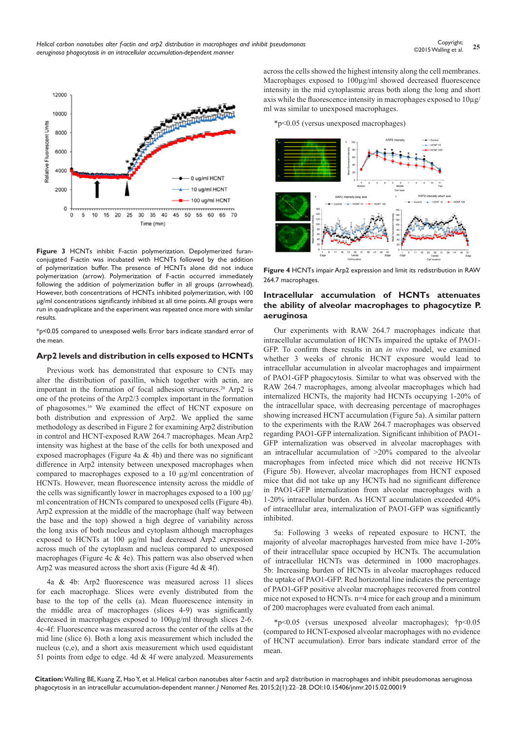**Figure 3** HCNTs inhibit F-actin polymerization. Depolymerized furan-conjugated F-actin was incubated with HCNTs followed by the addition of polymerization buffer. The presence of HCNTs alone did not induce polymerization (arrow). Polymerization of F-actin occurred immediately following the addition of polymerization buffer in all groups (arrowhead). However, both concentrations of HCNTs inhibited polymerization, with 100 µg/ml concentrations significantly inhibited at all time points. All groups were run in quadruplicate and the experiment was repeated once more with similar results.

*p<0.05 compared to unexposed wells. Error bars indicate standard error of the mean.

## Arp2 levels and distribution in cells exposed to HCNTs

Previous work has demonstrated that exposure to CNTs may alter the distribution of paxillin, which together with actin, are important in the formation of focal adhesion structures.[20] Arp2 is one of the proteins of the Arp2/3 complex important in the formation of phagosomes.[16] We examined the effect of HCNT exposure on both distribution and expression of Arp2. We applied the same methodology as described in Figure 2 for examining Arp2 distribution in control and HCNT-exposed RAW 264.7 macrophages. Mean Arp2 intensity was highest at the base of the cells for both unexposed and exposed macrophages (Figure 4a & 4b) and there was no significant difference in Arp2 intensity between unexposed macrophages when compared to macrophages exposed to a 10 µg/ml concentration of HCNTs. However, mean fluorescence intensity across the middle of the cells was significantly lower in macrophages exposed to a 100 µg/ml concentration of HCNTs compared to unexposed cells (Figure 4b). Arp2 expression at the middle of the macrophage (half way between the base and the top) showed a high degree of variability across the long axis of both nucleus and cytoplasm although macrophages exposed to HCNTs at 100 µg/ml had decreased Arp2 expression across much of the cytoplasm and nucleus compared to unexposed macrophages (Figure 4c & 4e). This pattern was also observed when Arp2 was measured across the short axis (Figure 4d & 4f).

4a & 4b: Arp2 fluorescence was measured across 11 slices for each macrophage. Slices were evenly distributed from the base to the top of the cells (a). Mean fluorescence intensity in the middle area of macrophages (slices 4-9) was significantly decreased in macrophages exposed to 100µg/ml through slices 2-6. 4c-4f: Fluorescence was measured across the center of the cells at the mid line (slice 6). Both a long axis measurement which included the nucleus (c,e), and a short axis measurement which used equidistant 51 points from edge to edge. 4d & 4f were analyzed. Measurements across the cells showed the highest intensity along the cell membranes. Macrophages exposed to 100µg/ml showed decreased fluorescence intensity in the mid cytoplasmic areas both along the long and short axis while the fluorescence intensity in macrophages exposed to 10µg/ml was similar to unexposed macrophages.

*p<0.05 (versus unexposed macrophages)

**Figure 4** HCNTs impair Arp2 expression and limit its redistribution in RAW 264.7 macrophages.

## Intracellular accumulation of HCNTs attenuates the ability of alveolar macrophages to phagocytize P. aeruginosa

Our experiments with RAW 264.7 macrophages indicate that intracellular accumulation of HCNTs impaired the uptake of PAO1-GFP. To confirm these results in an *in vivo* model, we examined whether 3 weeks of chronic HCNT exposure would lead to intracellular accumulation in alveolar macrophages and impairment of PAO1-GFP phagocytosis. Similar to what was observed with the RAW 264.7 macrophages, among alveolar macrophages which had internalized HCNTs, the majority had HCNTs occupying 1-20% of the intracellular space, with decreasing percentage of macrophages showing increased HCNT accumulation (Figure 5a). A similar pattern to the experiments with the RAW 264.7 macrophages was observed regarding PAO1-GFP internalization. Significant inhibition of PAO1-GFP internalization was observed in alveolar macrophages with an intracellular accumulation of >20% compared to the alveolar macrophages from infected mice which did not receive HCNTs (Figure 5b). However, alveolar macrophages from HCNT exposed mice that did not take up any HCNTs had no significant difference in PAO1-GFP internalization from alveolar macrophages with a 1-20% intracellular burden. As HCNT accumulation exceeded 40% of intracellular area, internalization of PAO1-GFP was significantly inhibited.

5a: Following 3 weeks of repeated exposure to HCNT, the majority of alveolar macrophages harvested from mice have 1-20% of their intracellular space occupied by HCNTs. The accumulation of intracellular HCNTs was determined in 1000 macrophages. 5b: Increasing burden of HCNTs in alveolar macrophages reduced the uptake of PAO1-GFP. Red horizontal line indicates the percentage of PAO1-GFP positive alveolar macrophages recovered from control mice not exposed to HCNTs. n=4 mice for each group and a minimum of 200 macrophages were evaluated from each animal.

*p<0.05 (versus unexposed alveolar macrophages); †p<0.05 (compared to HCNT-exposed alveolar macrophages with no evidence of HCNT accumulation). Error bars indicate standard error of the mean.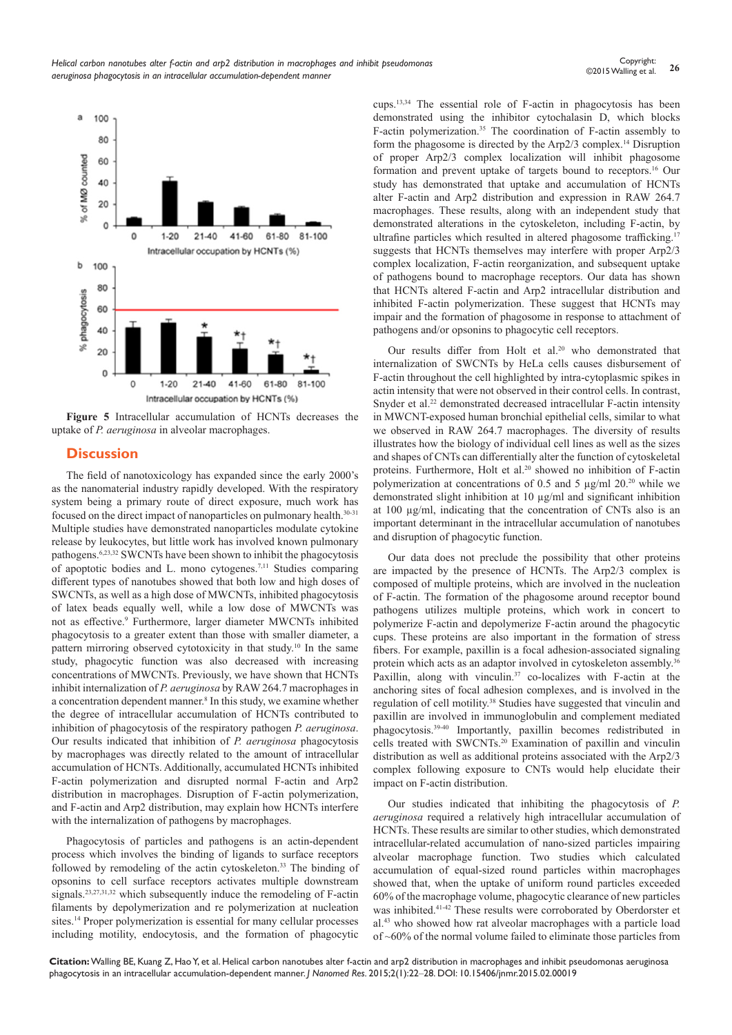**Figure 5** Intracellular accumulation of HCNTs decreases the uptake of *P. aeruginosa* in alveolar macrophages.

## Discussion

The field of nanotoxicology has expanded since the early 2000's as the nanomaterial industry rapidly developed. With the respiratory system being a primary route of direct exposure, much work has focused on the direct impact of nanoparticles on pulmonary health.[30-31] Multiple studies have demonstrated nanoparticles modulate cytokine release by leukocytes, but little work has involved known pulmonary pathogens.[6,23,32] SWCNTs have been shown to inhibit the phagocytosis of apoptotic bodies and L. mono cytogenes.[7,11] Studies comparing different types of nanotubes showed that both low and high doses of SWCNTs, as well as a high dose of MWCNTs, inhibited phagocytosis of latex beads equally well, while a low dose of MWCNTs was not as effective.[9] Furthermore, larger diameter MWCNTs inhibited phagocytosis to a greater extent than those with smaller diameter, a pattern mirroring observed cytotoxicity in that study.[10] In the same study, phagocytic function was also decreased with increasing concentrations of MWCNTs. Previously, we have shown that HCNTs inhibit internalization of *P. aeruginosa* by RAW 264.7 macrophages in a concentration dependent manner.[8] In this study, we examine whether the degree of intracellular accumulation of HCNTs contributed to inhibition of phagocytosis of the respiratory pathogen *P. aeruginosa*. Our results indicated that inhibition of *P. aeruginosa* phagocytosis by macrophages was directly related to the amount of intracellular accumulation of HCNTs. Additionally, accumulated HCNTs inhibited F-actin polymerization and disrupted normal F-actin and Arp2 distribution in macrophages. Disruption of F-actin polymerization, and F-actin and Arp2 distribution, may explain how HCNTs interfere with the internalization of pathogens by macrophages.

Phagocytosis of particles and pathogens is an actin-dependent process which involves the binding of ligands to surface receptors followed by remodeling of the actin cytoskeleton.[33] The binding of opsonins to cell surface receptors activates multiple downstream signals.[23,27,31,32] which subsequently induce the remodeling of F-actin filaments by depolymerization and re polymerization at nucleation sites.[14] Proper polymerization is essential for many cellular processes including motility, endocytosis, and the formation of phagocytic cups.[13,34] The essential role of F-actin in phagocytosis has been demonstrated using the inhibitor cytochalasin D, which blocks F-actin polymerization.[35] The coordination of F-actin assembly to form the phagosome is directed by the Arp2/3 complex.[14] Disruption of proper Arp2/3 complex localization will inhibit phagosome formation and prevent uptake of targets bound to receptors.[16] Our study has demonstrated that uptake and accumulation of HCNTs alter F-actin and Arp2 distribution and expression in RAW 264.7 macrophages. These results, along with an independent study that demonstrated alterations in the cytoskeleton, including F-actin, by ultrafine particles which resulted in altered phagosome trafficking.[17] suggests that HCNTs themselves may interfere with proper Arp2/3 complex localization, F-actin reorganization, and subsequent uptake of pathogens bound to macrophage receptors. Our data has shown that HCNTs altered F-actin and Arp2 intracellular distribution and inhibited F-actin polymerization. These suggest that HCNTs may impair and the formation of phagosome in response to attachment of pathogens and/or opsonins to phagocytic cell receptors.

Our results differ from Holt et al.[20] who demonstrated that internalization of SWCNTs by HeLa cells causes disbursement of F-actin throughout the cell highlighted by intra-cytoplasmic spikes in actin intensity that were not observed in their control cells. In contrast, Snyder et al.[22] demonstrated decreased intracellular F-actin intensity in MWCNT-exposed human bronchial epithelial cells, similar to what we observed in RAW 264.7 macrophages. The diversity of results illustrates how the biology of individual cell lines as well as the sizes and shapes of CNTs can differentially alter the function of cytoskeletal proteins. Furthermore, Holt et al.[20] showed no inhibition of F-actin polymerization at concentrations of 0.5 and 5 μg/ml 20.[20] while we demonstrated slight inhibition at 10 μg/ml and significant inhibition at 100 μg/ml, indicating that the concentration of CNTs also is an important determinant in the intracellular accumulation of nanotubes and disruption of phagocytic function.

Our data does not preclude the possibility that other proteins are impacted by the presence of HCNTs. The Arp2/3 complex is composed of multiple proteins, which are involved in the nucleation of F-actin. The formation of the phagosome around receptor bound pathogens utilizes multiple proteins, which work in concert to polymerize F-actin and depolymerize F-actin around the phagocytic cups. These proteins are also important in the formation of stress fibers. For example, paxillin is a focal adhesion-associated signaling protein which acts as an adaptor involved in cytoskeleton assembly.[36] Paxillin, along with vinculin.[37] co-localizes with F-actin at the anchoring sites of focal adhesion complexes, and is involved in the regulation of cell motility.[38] Studies have suggested that vinculin and paxillin are involved in immunoglobulin and complement mediated phagocytosis.[39-40] Importantly, paxillin becomes redistributed in cells treated with SWCNTs.[20] Examination of paxillin and vinculin distribution as well as additional proteins associated with the Arp2/3 complex following exposure to CNTs would help elucidate their impact on F-actin distribution.

Our studies indicated that inhibiting the phagocytosis of *P. aeruginosa* required a relatively high intracellular accumulation of HCNTs. These results are similar to other studies, which demonstrated intracellular-related accumulation of nano-sized particles impairing alveolar macrophage function. Two studies which calculated accumulation of equal-sized round particles within macrophages showed that, when the uptake of uniform round particles exceeded 60% of the macrophage volume, phagocytic clearance of new particles was inhibited.[41-42] These results were corroborated by Oberdorster et al.[43] who showed how rat alveolar macrophages with a particle load of ~60% of the normal volume failed to eliminate those particles from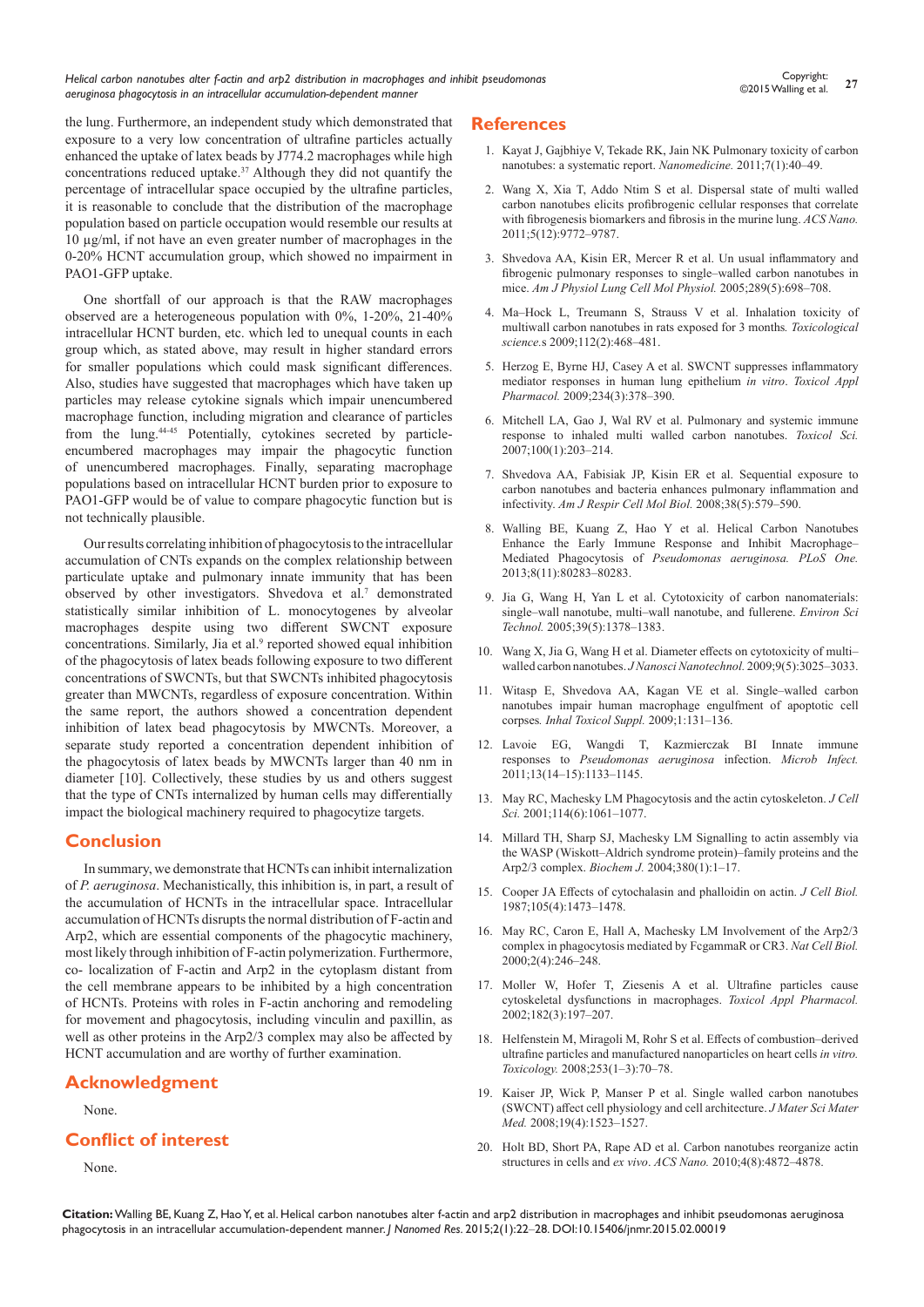the lung. Furthermore, an independent study which demonstrated that exposure to a very low concentration of ultrafine particles actually enhanced the uptake of latex beads by J774.2 macrophages while high concentrations reduced uptake.[37] Although they did not quantify the percentage of intracellular space occupied by the ultrafine particles, it is reasonable to conclude that the distribution of the macrophage population based on particle occupation would resemble our results at 10 µg/ml, if not have an even greater number of macrophages in the 0-20% HCNT accumulation group, which showed no impairment in PAO1-GFP uptake.

One shortfall of our approach is that the RAW macrophages observed are a heterogeneous population with 0%, 1-20%, 21-40% intracellular HCNT burden, etc. which led to unequal counts in each group which, as stated above, may result in higher standard errors for smaller populations which could mask significant differences. Also, studies have suggested that macrophages which have taken up particles may release cytokine signals which impair unencumbered macrophage function, including migration and clearance of particles from the lung.[44-45] Potentially, cytokines secreted by particle-encumbered macrophages may impair the phagocytic function of unencumbered macrophages. Finally, separating macrophage populations based on intracellular HCNT burden prior to exposure to PAO1-GFP would be of value to compare phagocytic function but is not technically plausible.

Our results correlating inhibition of phagocytosis to the intracellular accumulation of CNTs expands on the complex relationship between particulate uptake and pulmonary innate immunity that has been observed by other investigators. Shvedova et al.[7] demonstrated statistically similar inhibition of L. monocytogenes by alveolar macrophages despite using two different SWCNT exposure concentrations. Similarly, Jia et al.[9] reported showed equal inhibition of the phagocytosis of latex beads following exposure to two different concentrations of SWCNTs, but that SWCNTs inhibited phagocytosis greater than MWCNTs, regardless of exposure concentration. Within the same report, the authors showed a concentration dependent inhibition of latex bead phagocytosis by MWCNTs. Moreover, a separate study reported a concentration dependent inhibition of the phagocytosis of latex beads by MWCNTs larger than 40 nm in diameter [10]. Collectively, these studies by us and others suggest that the type of CNTs internalized by human cells may differentially impact the biological machinery required to phagocytize targets.

## Conclusion

In summary, we demonstrate that HCNTs can inhibit internalization of *P. aeruginosa*. Mechanistically, this inhibition is, in part, a result of the accumulation of HCNTs in the intracellular space. Intracellular accumulation of HCNTs disrupts the normal distribution of F-actin and Arp2, which are essential components of the phagocytic machinery, most likely through inhibition of F-actin polymerization. Furthermore, co- localization of F-actin and Arp2 in the cytoplasm distant from the cell membrane appears to be inhibited by a high concentration of HCNTs. Proteins with roles in F-actin anchoring and remodeling for movement and phagocytosis, including vinculin and paxillin, as well as other proteins in the Arp2/3 complex may also be affected by HCNT accumulation and are worthy of further examination.

## Acknowledgment

None.

## Conflict of interest

None.

## References

1. Kayat J, Gajbhiye V, Tekade RK, Jain NK Pulmonary toxicity of carbon nanotubes: a systematic report. *Nanomedicine.* 2011;7(1):40–49.
2. Wang X, Xia T, Addo Ntim S et al. Dispersal state of multi walled carbon nanotubes elicits profibrogenic cellular responses that correlate with fibrogenesis biomarkers and fibrosis in the murine lung. *ACS Nano.* 2011;5(12):9772–9787.
3. Shvedova AA, Kisin ER, Mercer R et al. Un usual inflammatory and fibrogenic pulmonary responses to single–walled carbon nanotubes in mice. *Am J Physiol Lung Cell Mol Physiol.* 2005;289(5):698–708.
4. Ma–Hock L, Treumann S, Strauss V et al. Inhalation toxicity of multiwall carbon nanotubes in rats exposed for 3 months. *Toxicological science.s* 2009;112(2):468–481.
5. Herzog E, Byrne HJ, Casey A et al. SWCNT suppresses inflammatory mediator responses in human lung epithelium *in vitro*. *Toxicol Appl Pharmacol.* 2009;234(3):378–390.
6. Mitchell LA, Gao J, Wal RV et al. Pulmonary and systemic immune response to inhaled multi walled carbon nanotubes. *Toxicol Sci.* 2007;100(1):203–214.
7. Shvedova AA, Fabisiak JP, Kisin ER et al. Sequential exposure to carbon nanotubes and bacteria enhances pulmonary inflammation and infectivity. *Am J Respir Cell Mol Biol.* 2008;38(5):579–590.
8. Walling BE, Kuang Z, Hao Y et al. Helical Carbon Nanotubes Enhance the Early Immune Response and Inhibit Macrophage–Mediated Phagocytosis of *Pseudomonas aeruginosa. PLoS One.* 2013;8(11):80283–80283.
9. Jia G, Wang H, Yan L et al. Cytotoxicity of carbon nanomaterials: single–wall nanotube, multi–wall nanotube, and fullerene. *Environ Sci Technol.* 2005;39(5):1378–1383.
10. Wang X, Jia G, Wang H et al. Diameter effects on cytotoxicity of multi–walled carbon nanotubes. *J Nanosci Nanotechnol.* 2009;9(5):3025–3033.
11. Witasp E, Shvedova AA, Kagan VE et al. Single–walled carbon nanotubes impair human macrophage engulfment of apoptotic cell corpses. *Inhal Toxicol Suppl.* 2009;1:131–136.
12. Lavoie EG, Wangdi T, Kazmierczak BI Innate immune responses to *Pseudomonas aeruginosa* infection. *Microb Infect.* 2011;13(14–15):1133–1145.
13. May RC, Machesky LM Phagocytosis and the actin cytoskeleton. *J Cell Sci.* 2001;114(6):1061–1077.
14. Millard TH, Sharp SJ, Machesky LM Signalling to actin assembly via the WASP (Wiskott–Aldrich syndrome protein)–family proteins and the Arp2/3 complex. *Biochem J.* 2004;380(1):1–17.
15. Cooper JA Effects of cytochalasin and phalloidin on actin. *J Cell Biol.* 1987;105(4):1473–1478.
16. May RC, Caron E, Hall A, Machesky LM Involvement of the Arp2/3 complex in phagocytosis mediated by FcgammaR or CR3. *Nat Cell Biol.* 2000;2(4):246–248.
17. Moller W, Hofer T, Ziesenis A et al. Ultrafine particles cause cytoskeletal dysfunctions in macrophages. *Toxicol Appl Pharmacol.* 2002;182(3):197–207.
18. Helfenstein M, Miragoli M, Rohr S et al. Effects of combustion–derived ultrafine particles and manufactured nanoparticles on heart cells *in vitro. Toxicology.* 2008;253(1–3):70–78.
19. Kaiser JP, Wick P, Manser P et al. Single walled carbon nanotubes (SWCNT) affect cell physiology and cell architecture. *J Mater Sci Mater Med.* 2008;19(4):1523–1527.
20. Holt BD, Short PA, Rape AD et al. Carbon nanotubes reorganize actin structures in cells and *ex vivo*. *ACS Nano.* 2010;4(8):4872–4878.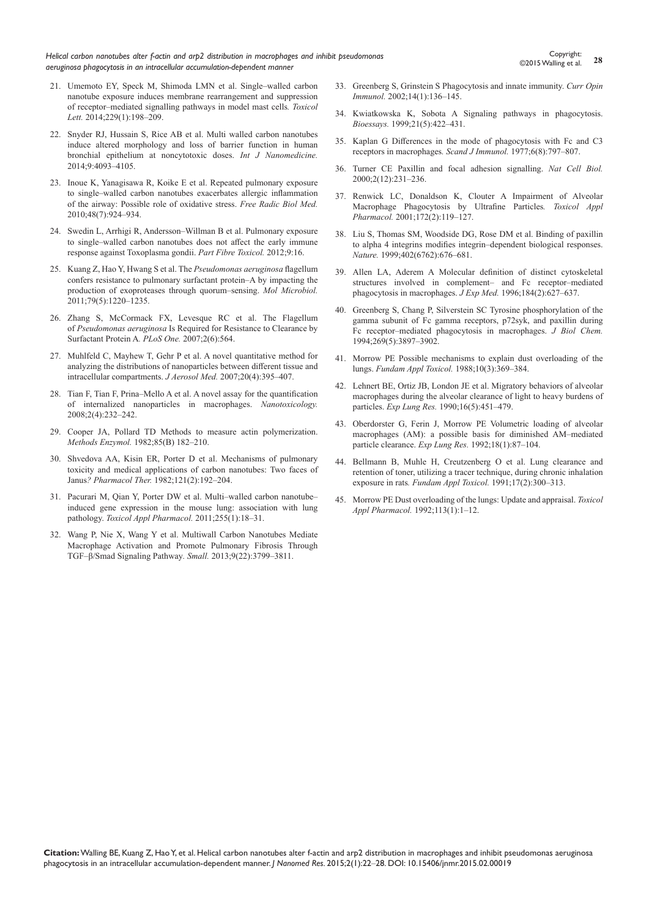21. Umemoto EY, Speck M, Shimoda LMN et al. Single–walled carbon nanotube exposure induces membrane rearrangement and suppression of receptor–mediated signalling pathways in model mast cells*. Toxicol Lett.* 2014;229(1):198–209.
22. Snyder RJ, Hussain S, Rice AB et al. Multi walled carbon nanotubes induce altered morphology and loss of barrier function in human bronchial epithelium at noncytotoxic doses. *Int J Nanomedicine.* 2014;9:4093–4105.
23. Inoue K, Yanagisawa R, Koike E et al. Repeated pulmonary exposure to single–walled carbon nanotubes exacerbates allergic inflammation of the airway: Possible role of oxidative stress. *Free Radic Biol Med.* 2010;48(7):924–934.
24. Swedin L, Arrhigi R, Andersson–Willman B et al. Pulmonary exposure to single–walled carbon nanotubes does not affect the early immune response against Toxoplasma gondii. *Part Fibre Toxicol.* 2012;9:16.
25. Kuang Z, Hao Y, Hwang S et al. The *Pseudomonas aeruginosa* flagellum confers resistance to pulmonary surfactant protein–A by impacting the production of exoproteases through quorum–sensing. *Mol Microbiol.* 2011;79(5):1220–1235.
26. Zhang S, McCormack FX, Levesque RC et al. The Flagellum of *Pseudomonas aeruginosa* Is Required for Resistance to Clearance by Surfactant Protein A*. PLoS One.* 2007;2(6):564.
27. Muhlfeld C, Mayhew T, Gehr P et al. A novel quantitative method for analyzing the distributions of nanoparticles between different tissue and intracellular compartments. *J Aerosol Med.* 2007;20(4):395–407.
28. Tian F, Tian F, Prina–Mello A et al. A novel assay for the quantification of internalized nanoparticles in macrophages. *Nanotoxicology.* 2008;2(4):232–242.
29. Cooper JA, Pollard TD Methods to measure actin polymerization. *Methods Enzymol.* 1982;85(B) 182–210.
30. Shvedova AA, Kisin ER, Porter D et al. Mechanisms of pulmonary toxicity and medical applications of carbon nanotubes: Two faces of Janus*? Pharmacol Ther.* 1982;121(2):192–204.
31. Pacurari M, Qian Y, Porter DW et al. Multi–walled carbon nanotube–induced gene expression in the mouse lung: association with lung pathology. *Toxicol Appl Pharmacol.* 2011;255(1):18–31.
32. Wang P, Nie X, Wang Y et al. Multiwall Carbon Nanotubes Mediate Macrophage Activation and Promote Pulmonary Fibrosis Through TGF–β/Smad Signaling Pathway. *Small.* 2013;9(22):3799–3811.
33. Greenberg S, Grinstein S Phagocytosis and innate immunity. *Curr Opin Immunol.* 2002;14(1):136–145.
34. Kwiatkowska K, Sobota A Signaling pathways in phagocytosis. *Bioessays.* 1999;21(5):422–431.
35. Kaplan G Differences in the mode of phagocytosis with Fc and C3 receptors in macrophages*. Scand J Immunol.* 1977;6(8):797–807.
36. Turner CE Paxillin and focal adhesion signalling. *Nat Cell Biol.* 2000;2(12):231–236.
37. Renwick LC, Donaldson K, Clouter A Impairment of Alveolar Macrophage Phagocytosis by Ultrafine Particles*. Toxicol Appl Pharmacol.* 2001;172(2):119–127.
38. Liu S, Thomas SM, Woodside DG, Rose DM et al. Binding of paxillin to alpha 4 integrins modifies integrin–dependent biological responses. *Nature.* 1999;402(6762):676–681.
39. Allen LA, Aderem A Molecular definition of distinct cytoskeletal structures involved in complement– and Fc receptor–mediated phagocytosis in macrophages. *J Exp Med.* 1996;184(2):627–637.
40. Greenberg S, Chang P, Silverstein SC Tyrosine phosphorylation of the gamma subunit of Fc gamma receptors, p72syk, and paxillin during Fc receptor–mediated phagocytosis in macrophages. *J Biol Chem.* 1994;269(5):3897–3902.
41. Morrow PE Possible mechanisms to explain dust overloading of the lungs. *Fundam Appl Toxicol.* 1988;10(3):369–384.
42. Lehnert BE, Ortiz JB, London JE et al. Migratory behaviors of alveolar macrophages during the alveolar clearance of light to heavy burdens of particles. *Exp Lung Res.* 1990;16(5):451–479.
43. Oberdorster G, Ferin J, Morrow PE Volumetric loading of alveolar macrophages (AM): a possible basis for diminished AM–mediated particle clearance. *Exp Lung Res*. 1992;18(1):87–104.
44. Bellmann B, Muhle H, Creutzenberg O et al. Lung clearance and retention of toner, utilizing a tracer technique, during chronic inhalation exposure in rats*. Fundam Appl Toxicol.* 1991;17(2):300–313.
45. Morrow PE Dust overloading of the lungs: Update and appraisal. *Toxicol Appl Pharmacol.* 1992;113(1):1–12.